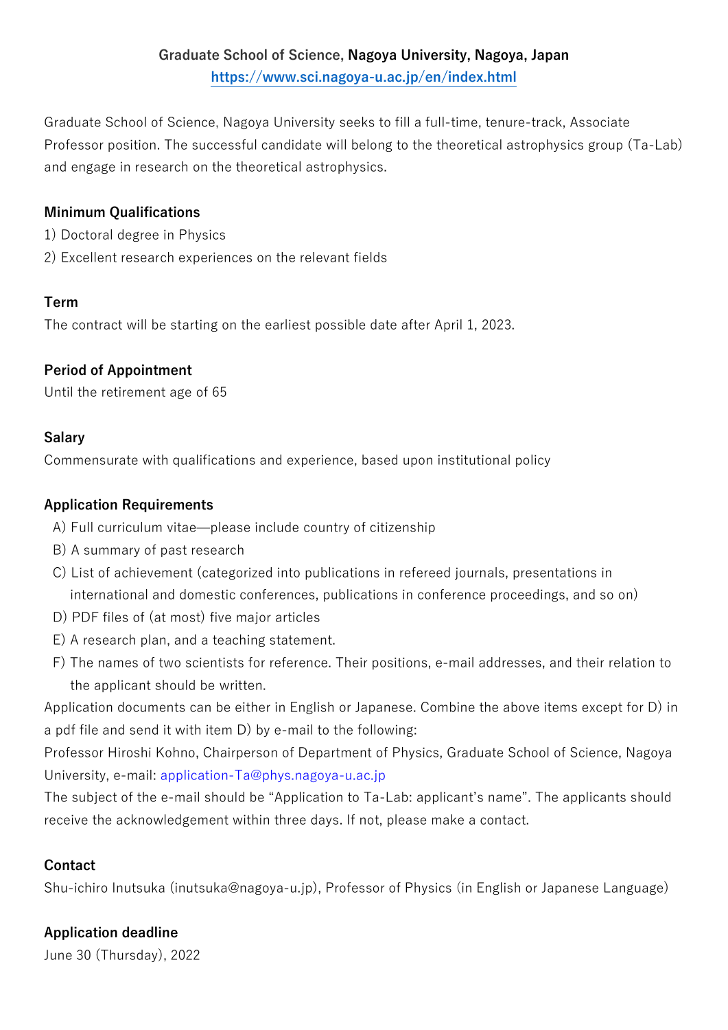**Graduate School of Science, Nagoya University, Nagoya, Japan**
**https://www.sci.nagoya-u.ac.jp/en/index.html**

Graduate School of Science, Nagoya University seeks to fill a full-time, tenure-track, Associate Professor position. The successful candidate will belong to the theoretical astrophysics group (Ta-Lab) and engage in research on the theoretical astrophysics.

### Minimum Qualifications

1) Doctoral degree in Physics
2) Excellent research experiences on the relevant fields

### Term

The contract will be starting on the earliest possible date after April 1, 2023.

### Period of Appointment

Until the retirement age of 65

### Salary

Commensurate with qualifications and experience, based upon institutional policy

### Application Requirements

A) Full curriculum vitae—please include country of citizenship
B) A summary of past research
C) List of achievement (categorized into publications in refereed journals, presentations in international and domestic conferences, publications in conference proceedings, and so on)
D) PDF files of (at most) five major articles
E) A research plan, and a teaching statement.
F) The names of two scientists for reference. Their positions, e-mail addresses, and their relation to the applicant should be written.

Application documents can be either in English or Japanese. Combine the above items except for D) in a pdf file and send it with item D) by e-mail to the following:
Professor Hiroshi Kohno, Chairperson of Department of Physics, Graduate School of Science, Nagoya University, e-mail: application-Ta@phys.nagoya-u.ac.jp
The subject of the e-mail should be "Application to Ta-Lab: applicant's name". The applicants should receive the acknowledgement within three days. If not, please make a contact.

### Contact

Shu-ichiro Inutsuka (inutsuka@nagoya-u.jp), Professor of Physics (in English or Japanese Language)

### Application deadline

June 30 (Thursday), 2022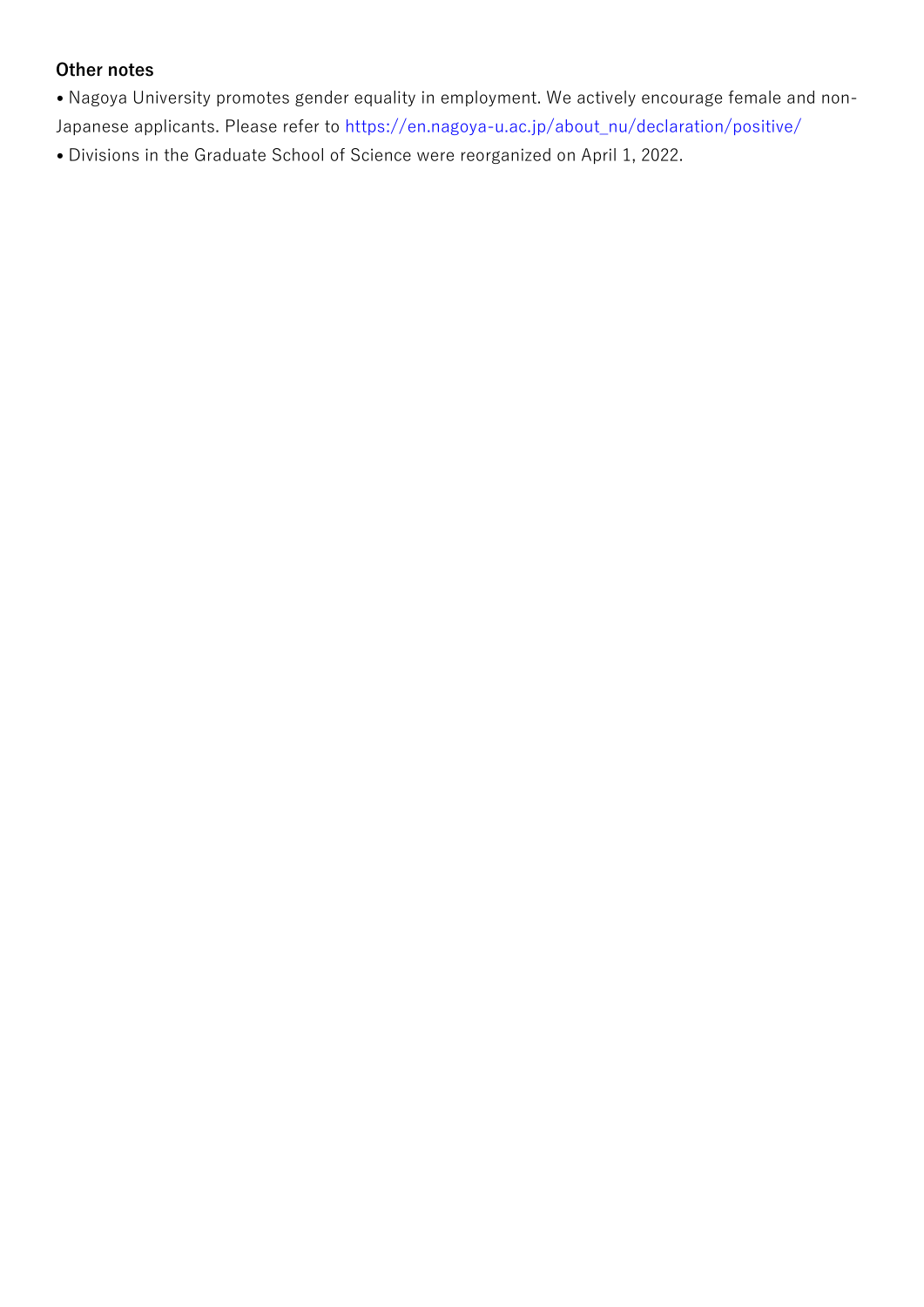**Other notes**

- Nagoya University promotes gender equality in employment. We actively encourage female and non-Japanese applicants. Please refer to https://en.nagoya-u.ac.jp/about_nu/declaration/positive/
- Divisions in the Graduate School of Science were reorganized on April 1, 2022.